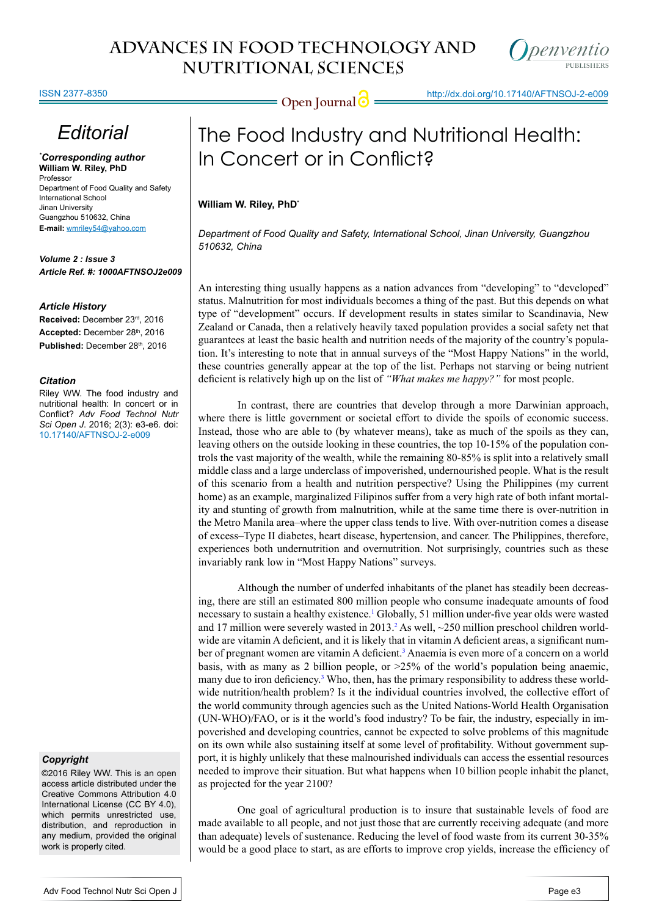Editorial

***Corresponding author**
**William W. Riley, PhD**
Professor
Department of Food Quality and Safety
International School
Jinan University
Guangzhou 510632, China
**E-mail:** wmriley54@yahoo.com

***Volume 2 : Issue 3***
***Article Ref. #: 1000AFTNSOJ2e009***

***Article History***
**Received:** December 23rd, 2016
**Accepted:** December 28th, 2016
**Published:** December 28th, 2016

***Citation***
Riley WW. The food industry and nutritional health: In concert or in Conflict? *Adv Food Technol Nutr Sci Open J*. 2016; 2(3): e3-e6. doi: 10.17140/AFTNSOJ-2-e009

***Copyright***
©2016 Riley WW. This is an open access article distributed under the Creative Commons Attribution 4.0 International License (CC BY 4.0), which permits unrestricted use, distribution, and reproduction in any medium, provided the original work is properly cited.

# The Food Industry and Nutritional Health: In Concert or in Conflict?

**William W. Riley, PhD***

*Department of Food Quality and Safety, International School, Jinan University, Guangzhou 510632, China*

An interesting thing usually happens as a nation advances from "developing" to "developed" status. Malnutrition for most individuals becomes a thing of the past. But this depends on what type of "development" occurs. If development results in states similar to Scandinavia, New Zealand or Canada, then a relatively heavily taxed population provides a social safety net that guarantees at least the basic health and nutrition needs of the majority of the country's population. It's interesting to note that in annual surveys of the "Most Happy Nations" in the world, these countries generally appear at the top of the list. Perhaps not starving or being nutrient deficient is relatively high up on the list of *"What makes me happy?"* for most people.

In contrast, there are countries that develop through a more Darwinian approach, where there is little government or societal effort to divide the spoils of economic success. Instead, those who are able to (by whatever means), take as much of the spoils as they can, leaving others on the outside looking in these countries, the top 10-15% of the population controls the vast majority of the wealth, while the remaining 80-85% is split into a relatively small middle class and a large underclass of impoverished, undernourished people. What is the result of this scenario from a health and nutrition perspective? Using the Philippines (my current home) as an example, marginalized Filipinos suffer from a very high rate of both infant mortality and stunting of growth from malnutrition, while at the same time there is over-nutrition in the Metro Manila area–where the upper class tends to live. With over-nutrition comes a disease of excess–Type II diabetes, heart disease, hypertension, and cancer. The Philippines, therefore, experiences both undernutrition and overnutrition. Not surprisingly, countries such as these invariably rank low in "Most Happy Nations" surveys.

Although the number of underfed inhabitants of the planet has steadily been decreasing, there are still an estimated 800 million people who consume inadequate amounts of food necessary to sustain a healthy existence.[1] Globally, 51 million under-five year olds were wasted and 17 million were severely wasted in 2013.[2] As well, ~250 million preschool children worldwide are vitamin A deficient, and it is likely that in vitamin A deficient areas, a significant number of pregnant women are vitamin A deficient.[3] Anaemia is even more of a concern on a world basis, with as many as 2 billion people, or >25% of the world's population being anaemic, many due to iron deficiency.[3] Who, then, has the primary responsibility to address these worldwide nutrition/health problem? Is it the individual countries involved, the collective effort of the world community through agencies such as the United Nations-World Health Organisation (UN-WHO)/FAO, or is it the world's food industry? To be fair, the industry, especially in impoverished and developing countries, cannot be expected to solve problems of this magnitude on its own while also sustaining itself at some level of profitability. Without government support, it is highly unlikely that these malnourished individuals can access the essential resources needed to improve their situation. But what happens when 10 billion people inhabit the planet, as projected for the year 2100?

One goal of agricultural production is to insure that sustainable levels of food are made available to all people, and not just those that are currently receiving adequate (and more than adequate) levels of sustenance. Reducing the level of food waste from its current 30-35% would be a good place to start, as are efforts to improve crop yields, increase the efficiency of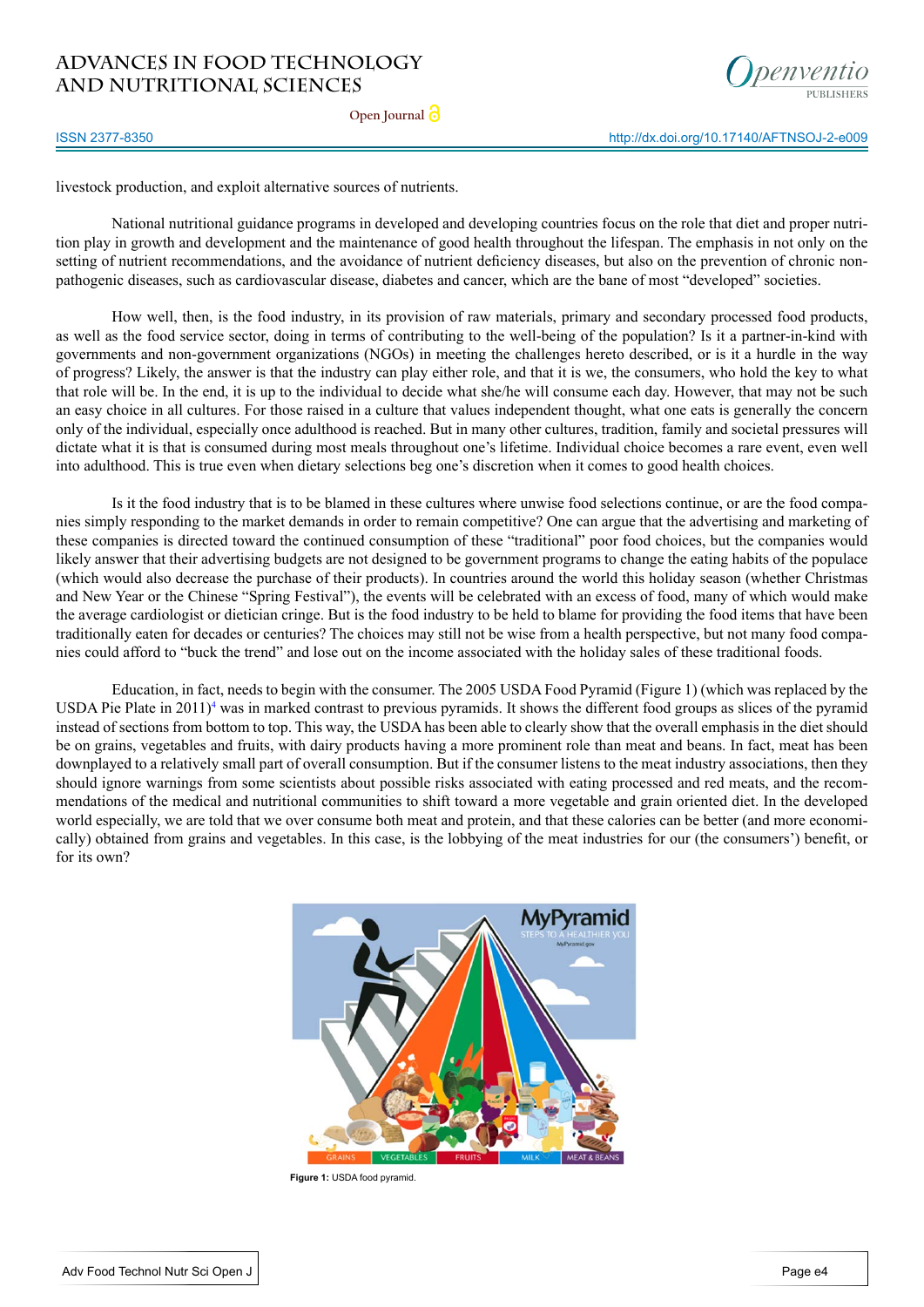livestock production, and exploit alternative sources of nutrients.

National nutritional guidance programs in developed and developing countries focus on the role that diet and proper nutrition play in growth and development and the maintenance of good health throughout the lifespan. The emphasis in not only on the setting of nutrient recommendations, and the avoidance of nutrient deficiency diseases, but also on the prevention of chronic non-pathogenic diseases, such as cardiovascular disease, diabetes and cancer, which are the bane of most "developed" societies.

How well, then, is the food industry, in its provision of raw materials, primary and secondary processed food products, as well as the food service sector, doing in terms of contributing to the well-being of the population? Is it a partner-in-kind with governments and non-government organizations (NGOs) in meeting the challenges hereto described, or is it a hurdle in the way of progress? Likely, the answer is that the industry can play either role, and that it is we, the consumers, who hold the key to what that role will be. In the end, it is up to the individual to decide what she/he will consume each day. However, that may not be such an easy choice in all cultures. For those raised in a culture that values independent thought, what one eats is generally the concern only of the individual, especially once adulthood is reached. But in many other cultures, tradition, family and societal pressures will dictate what it is that is consumed during most meals throughout one's lifetime. Individual choice becomes a rare event, even well into adulthood. This is true even when dietary selections beg one's discretion when it comes to good health choices.

Is it the food industry that is to be blamed in these cultures where unwise food selections continue, or are the food companies simply responding to the market demands in order to remain competitive? One can argue that the advertising and marketing of these companies is directed toward the continued consumption of these "traditional" poor food choices, but the companies would likely answer that their advertising budgets are not designed to be government programs to change the eating habits of the populace (which would also decrease the purchase of their products). In countries around the world this holiday season (whether Christmas and New Year or the Chinese "Spring Festival"), the events will be celebrated with an excess of food, many of which would make the average cardiologist or dietician cringe. But is the food industry to be held to blame for providing the food items that have been traditionally eaten for decades or centuries? The choices may still not be wise from a health perspective, but not many food companies could afford to "buck the trend" and lose out on the income associated with the holiday sales of these traditional foods.

Education, in fact, needs to begin with the consumer. The 2005 USDA Food Pyramid (Figure 1) (which was replaced by the USDA Pie Plate in 2011)[4] was in marked contrast to previous pyramids. It shows the different food groups as slices of the pyramid instead of sections from bottom to top. This way, the USDA has been able to clearly show that the overall emphasis in the diet should be on grains, vegetables and fruits, with dairy products having a more prominent role than meat and beans. In fact, meat has been downplayed to a relatively small part of overall consumption. But if the consumer listens to the meat industry associations, then they should ignore warnings from some scientists about possible risks associated with eating processed and red meats, and the recommendations of the medical and nutritional communities to shift toward a more vegetable and grain oriented diet. In the developed world especially, we are told that we over consume both meat and protein, and that these calories can be better (and more economically) obtained from grains and vegetables. In this case, is the lobbying of the meat industries for our (the consumers') benefit, or for its own?

**Figure 1:** USDA food pyramid.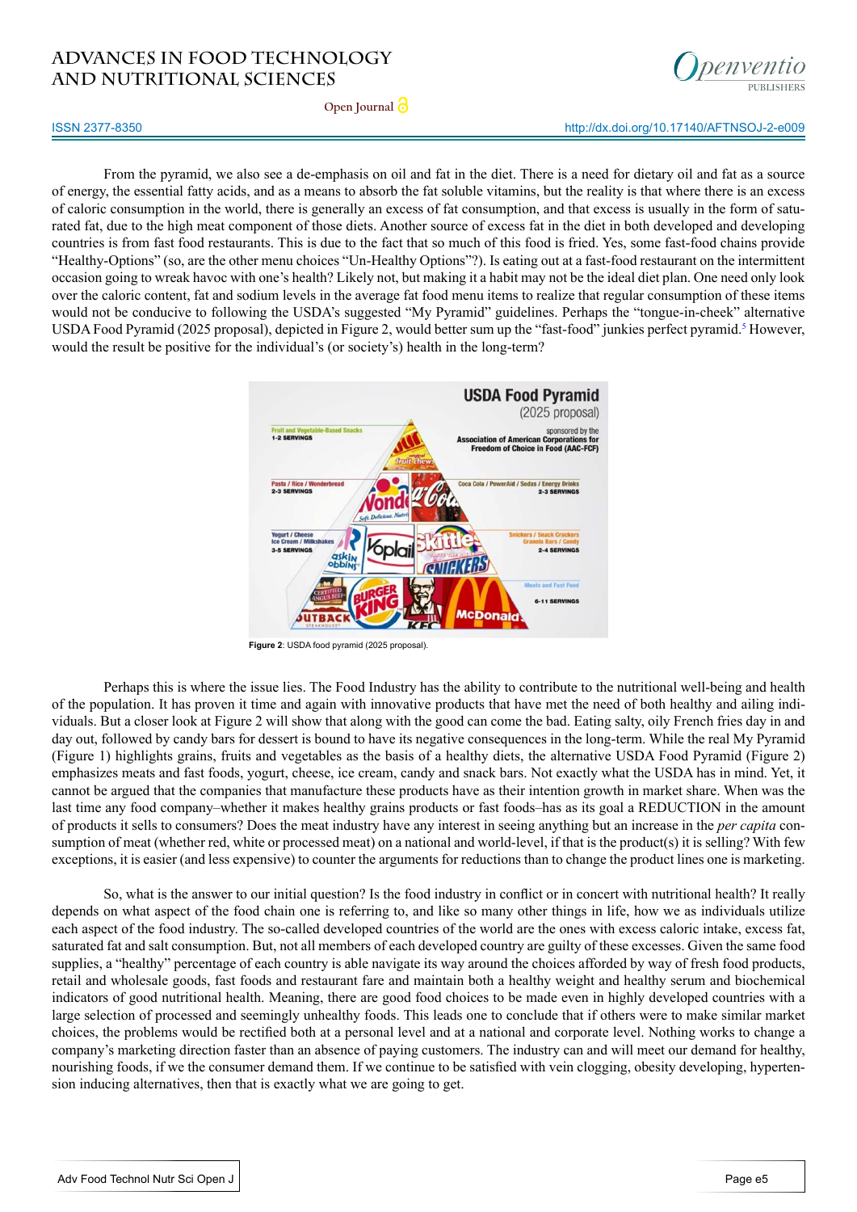From the pyramid, we also see a de-emphasis on oil and fat in the diet. There is a need for dietary oil and fat as a source of energy, the essential fatty acids, and as a means to absorb the fat soluble vitamins, but the reality is that where there is an excess of caloric consumption in the world, there is generally an excess of fat consumption, and that excess is usually in the form of saturated fat, due to the high meat component of those diets. Another source of excess fat in the diet in both developed and developing countries is from fast food restaurants. This is due to the fact that so much of this food is fried. Yes, some fast-food chains provide "Healthy-Options" (so, are the other menu choices "Un-Healthy Options"?). Is eating out at a fast-food restaurant on the intermittent occasion going to wreak havoc with one's health? Likely not, but making it a habit may not be the ideal diet plan. One need only look over the caloric content, fat and sodium levels in the average fat food menu items to realize that regular consumption of these items would not be conducive to following the USDA's suggested "My Pyramid" guidelines. Perhaps the "tongue-in-cheek" alternative USDA Food Pyramid (2025 proposal), depicted in Figure 2, would better sum up the "fast-food" junkies perfect pyramid.[5] However, would the result be positive for the individual's (or society's) health in the long-term?

**Figure 2**: USDA food pyramid (2025 proposal).

Perhaps this is where the issue lies. The Food Industry has the ability to contribute to the nutritional well-being and health of the population. It has proven it time and again with innovative products that have met the need of both healthy and ailing individuals. But a closer look at Figure 2 will show that along with the good can come the bad. Eating salty, oily French fries day in and day out, followed by candy bars for dessert is bound to have its negative consequences in the long-term. While the real My Pyramid (Figure 1) highlights grains, fruits and vegetables as the basis of a healthy diets, the alternative USDA Food Pyramid (Figure 2) emphasizes meats and fast foods, yogurt, cheese, ice cream, candy and snack bars. Not exactly what the USDA has in mind. Yet, it cannot be argued that the companies that manufacture these products have as their intention growth in market share. When was the last time any food company–whether it makes healthy grains products or fast foods–has as its goal a REDUCTION in the amount of products it sells to consumers? Does the meat industry have any interest in seeing anything but an increase in the *per capita* consumption of meat (whether red, white or processed meat) on a national and world-level, if that is the product(s) it is selling? With few exceptions, it is easier (and less expensive) to counter the arguments for reductions than to change the product lines one is marketing.

So, what is the answer to our initial question? Is the food industry in conflict or in concert with nutritional health? It really depends on what aspect of the food chain one is referring to, and like so many other things in life, how we as individuals utilize each aspect of the food industry. The so-called developed countries of the world are the ones with excess caloric intake, excess fat, saturated fat and salt consumption. But, not all members of each developed country are guilty of these excesses. Given the same food supplies, a "healthy" percentage of each country is able navigate its way around the choices afforded by way of fresh food products, retail and wholesale goods, fast foods and restaurant fare and maintain both a healthy weight and healthy serum and biochemical indicators of good nutritional health. Meaning, there are good food choices to be made even in highly developed countries with a large selection of processed and seemingly unhealthy foods. This leads one to conclude that if others were to make similar market choices, the problems would be rectified both at a personal level and at a national and corporate level. Nothing works to change a company's marketing direction faster than an absence of paying customers. The industry can and will meet our demand for healthy, nourishing foods, if we the consumer demand them. If we continue to be satisfied with vein clogging, obesity developing, hypertension inducing alternatives, then that is exactly what we are going to get.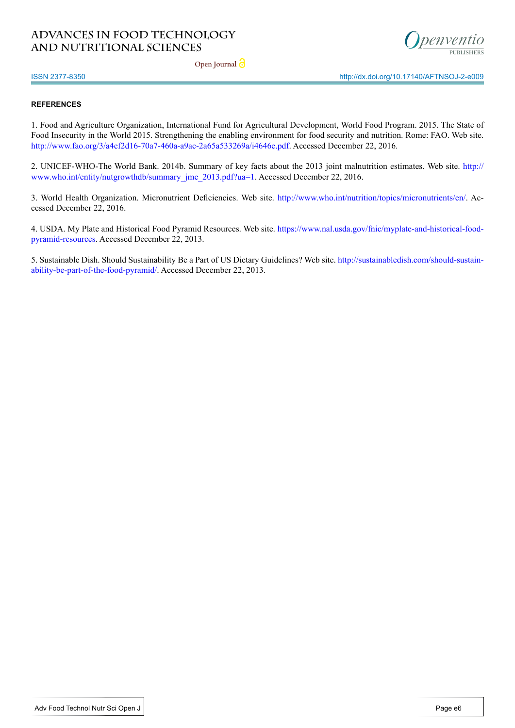**REFERENCES**

1. Food and Agriculture Organization, International Fund for Agricultural Development, World Food Program. 2015. The State of Food Insecurity in the World 2015. Strengthening the enabling environment for food security and nutrition. Rome: FAO. Web site. http://www.fao.org/3/a4ef2d16-70a7-460a-a9ac-2a65a533269a/i4646e.pdf. Accessed December 22, 2016.

2. UNICEF-WHO-The World Bank. 2014b. Summary of key facts about the 2013 joint malnutrition estimates. Web site. http://www.who.int/entity/nutgrowthdb/summary_jme_2013.pdf?ua=1. Accessed December 22, 2016.

3. World Health Organization. Micronutrient Deficiencies. Web site. http://www.who.int/nutrition/topics/micronutrients/en/. Accessed December 22, 2016.

4. USDA. My Plate and Historical Food Pyramid Resources. Web site. https://www.nal.usda.gov/fnic/myplate-and-historical-food-pyramid-resources. Accessed December 22, 2013.

5. Sustainable Dish. Should Sustainability Be a Part of US Dietary Guidelines? Web site. http://sustainabledish.com/should-sustainability-be-part-of-the-food-pyramid/. Accessed December 22, 2013.